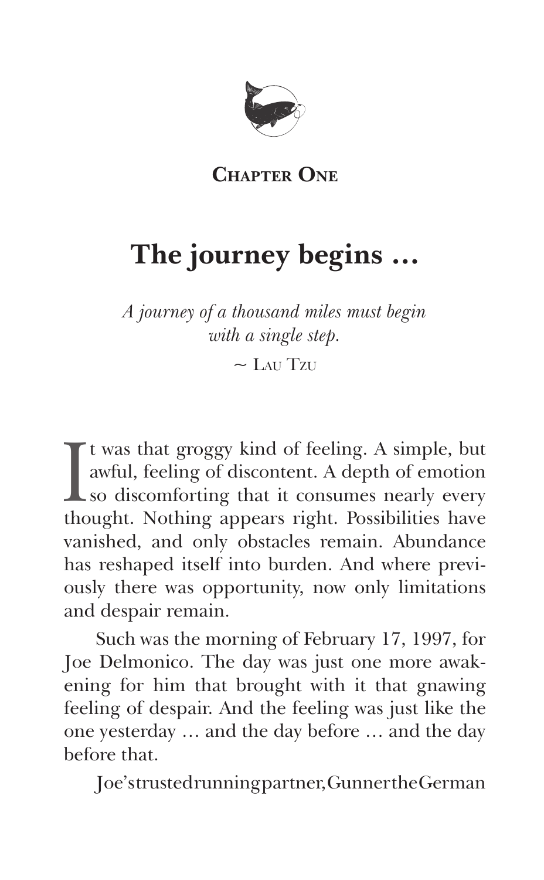## Chapter One

# The journey begins …

*A journey of a thousand miles must begin with a single step.*

~ Lau Tzu

It was that groggy kind of feeling. A simple, but awful, feeling of discontent. A depth of emotion so discomforting that it consumes nearly every thought. Nothing appears right. Possibilities have vanished, and only obstacles remain. Abundance has reshaped itself into burden. And where previously there was opportunity, now only limitations and despair remain.

Such was the morning of February 17, 1997, for Joe Delmonico. The day was just one more awakening for him that brought with it that gnawing feeling of despair. And the feeling was just like the one yesterday … and the day before … and the day before that.

Joe's trusted running partner, Gunner the German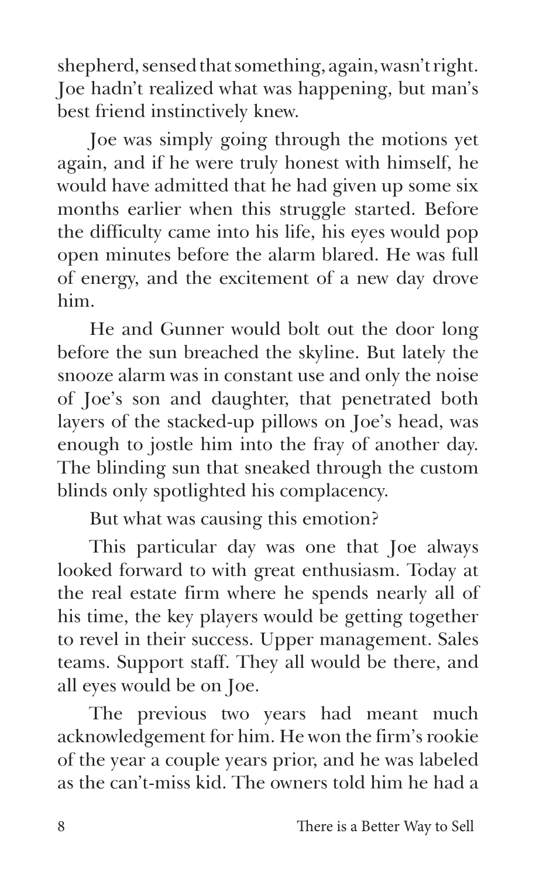shepherd, sensed that something, again, wasn't right. Joe hadn't realized what was happening, but man's best friend instinctively knew.

Joe was simply going through the motions yet again, and if he were truly honest with himself, he would have admitted that he had given up some six months earlier when this struggle started. Before the difficulty came into his life, his eyes would pop open minutes before the alarm blared. He was full of energy, and the excitement of a new day drove him.

He and Gunner would bolt out the door long before the sun breached the skyline. But lately the snooze alarm was in constant use and only the noise of Joe's son and daughter, that penetrated both layers of the stacked-up pillows on Joe's head, was enough to jostle him into the fray of another day. The blinding sun that sneaked through the custom blinds only spotlighted his complacency.

But what was causing this emotion?

This particular day was one that Joe always looked forward to with great enthusiasm. Today at the real estate firm where he spends nearly all of his time, the key players would be getting together to revel in their success. Upper management. Sales teams. Support staff. They all would be there, and all eyes would be on Joe.

The previous two years had meant much acknowledgement for him. He won the firm's rookie of the year a couple years prior, and he was labeled as the can't-miss kid. The owners told him he had a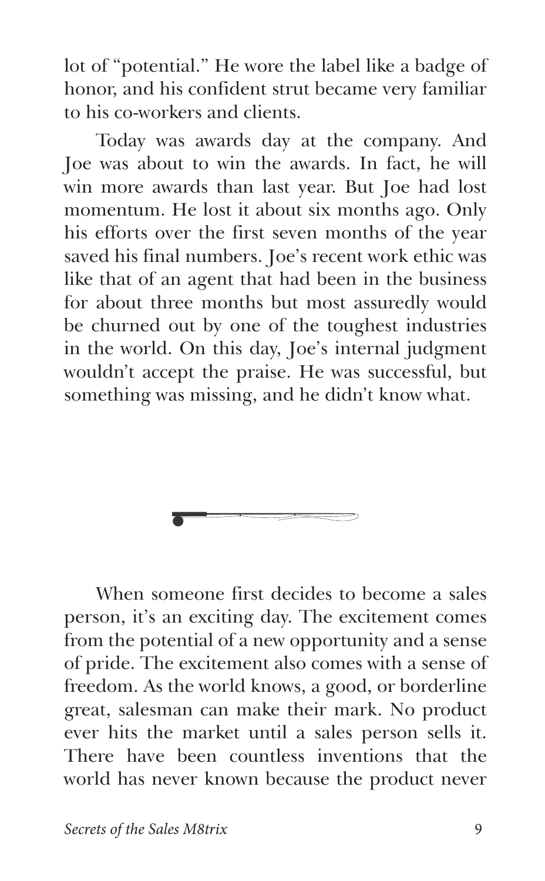lot of "potential." He wore the label like a badge of honor, and his confident strut became very familiar to his co-workers and clients.

Today was awards day at the company. And Joe was about to win the awards. In fact, he will win more awards than last year. But Joe had lost momentum. He lost it about six months ago. Only his efforts over the first seven months of the year saved his final numbers. Joe's recent work ethic was like that of an agent that had been in the business for about three months but most assuredly would be churned out by one of the toughest industries in the world. On this day, Joe's internal judgment wouldn't accept the praise. He was successful, but something was missing, and he didn't know what.

---

When someone first decides to become a sales person, it's an exciting day. The excitement comes from the potential of a new opportunity and a sense of pride. The excitement also comes with a sense of freedom. As the world knows, a good, or borderline great, salesman can make their mark. No product ever hits the market until a sales person sells it. There have been countless inventions that the world has never known because the product never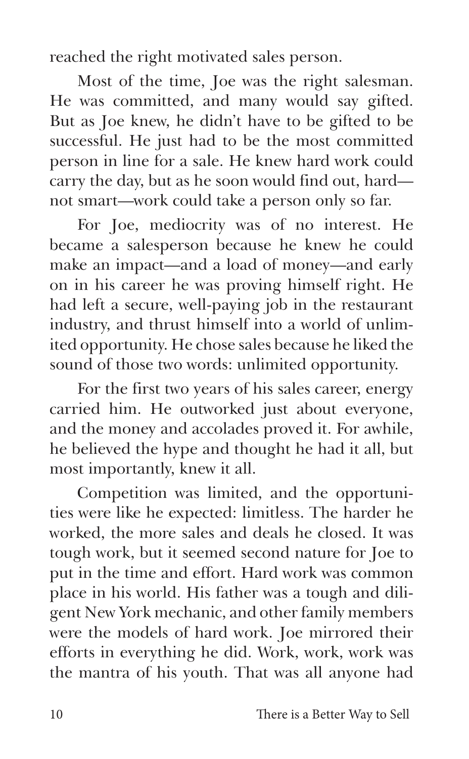reached the right motivated sales person.

Most of the time, Joe was the right salesman. He was committed, and many would say gifted. But as Joe knew, he didn't have to be gifted to be successful. He just had to be the most committed person in line for a sale. He knew hard work could carry the day, but as he soon would find out, hard—not smart—work could take a person only so far.

For Joe, mediocrity was of no interest. He became a salesperson because he knew he could make an impact—and a load of money—and early on in his career he was proving himself right. He had left a secure, well-paying job in the restaurant industry, and thrust himself into a world of unlimited opportunity. He chose sales because he liked the sound of those two words: unlimited opportunity.

For the first two years of his sales career, energy carried him. He outworked just about everyone, and the money and accolades proved it. For awhile, he believed the hype and thought he had it all, but most importantly, knew it all.

Competition was limited, and the opportunities were like he expected: limitless. The harder he worked, the more sales and deals he closed. It was tough work, but it seemed second nature for Joe to put in the time and effort. Hard work was common place in his world. His father was a tough and diligent New York mechanic, and other family members were the models of hard work. Joe mirrored their efforts in everything he did. Work, work, work was the mantra of his youth. That was all anyone had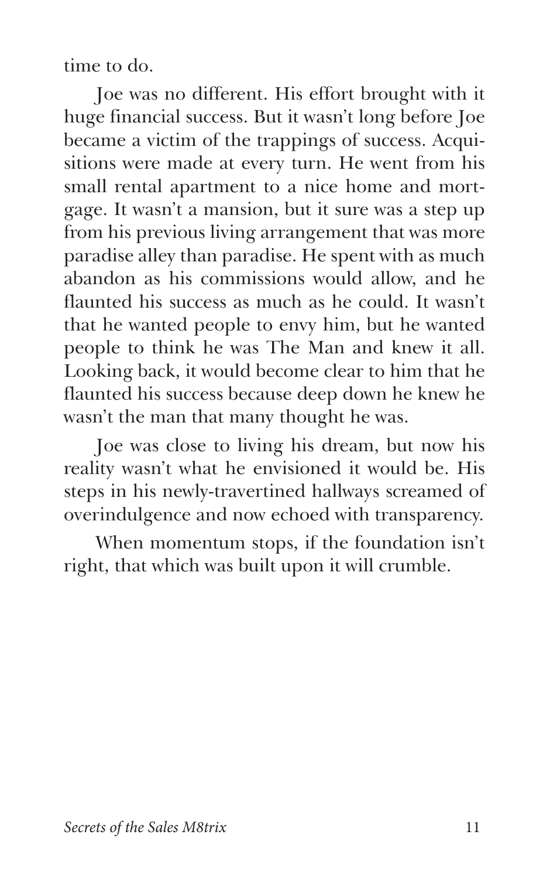time to do.

Joe was no different. His effort brought with it huge financial success. But it wasn't long before Joe became a victim of the trappings of success. Acquisitions were made at every turn. He went from his small rental apartment to a nice home and mortgage. It wasn't a mansion, but it sure was a step up from his previous living arrangement that was more paradise alley than paradise. He spent with as much abandon as his commissions would allow, and he flaunted his success as much as he could. It wasn't that he wanted people to envy him, but he wanted people to think he was The Man and knew it all. Looking back, it would become clear to him that he flaunted his success because deep down he knew he wasn't the man that many thought he was.

Joe was close to living his dream, but now his reality wasn't what he envisioned it would be. His steps in his newly-travertined hallways screamed of overindulgence and now echoed with transparency.

When momentum stops, if the foundation isn't right, that which was built upon it will crumble.